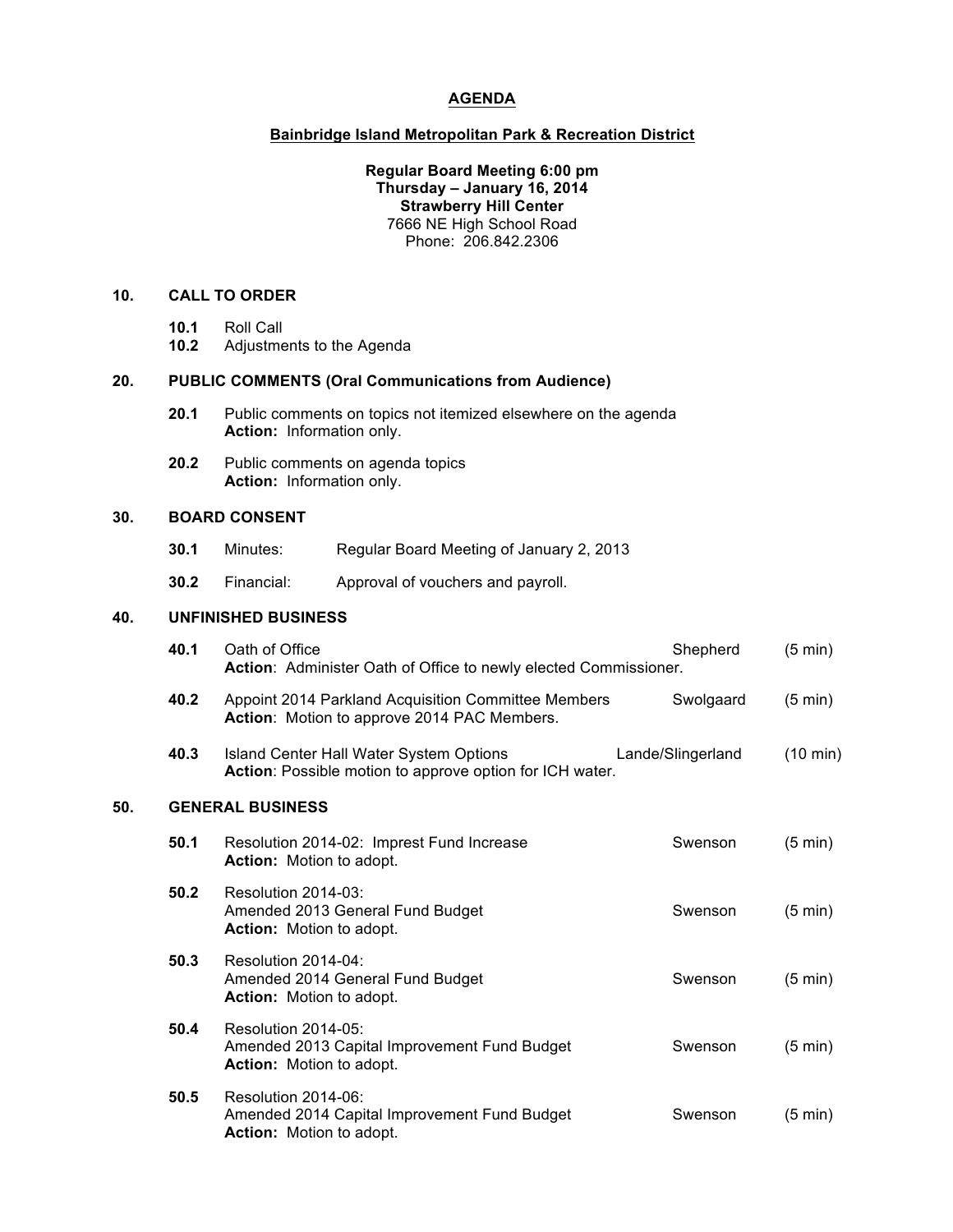# AGENDA

## Bainbridge Island Metropolitan Park & Recreation District

**Regular Board Meeting 6:00 pm**
**Thursday – January 16, 2014**
**Strawberry Hill Center**
7666 NE High School Road
Phone: 206.842.2306

### 10. CALL TO ORDER

**10.1** Roll Call
**10.2** Adjustments to the Agenda

### 20. PUBLIC COMMENTS (Oral Communications from Audience)

**20.1** Public comments on topics not itemized elsewhere on the agenda
**Action:** Information only.

**20.2** Public comments on agenda topics
**Action:** Information only.

### 30. BOARD CONSENT

**30.1** Minutes: Regular Board Meeting of January 2, 2013

**30.2** Financial: Approval of vouchers and payroll.

### 40. UNFINISHED BUSINESS

**40.1** Oath of Office — Shepherd (5 min)
**Action**: Administer Oath of Office to newly elected Commissioner.

**40.2** Appoint 2014 Parkland Acquisition Committee Members — Swolgaard (5 min)
**Action**: Motion to approve 2014 PAC Members.

**40.3** Island Center Hall Water System Options — Lande/Slingerland (10 min)
**Action**: Possible motion to approve option for ICH water.

### 50. GENERAL BUSINESS

**50.1** Resolution 2014-02: Imprest Fund Increase — Swenson (5 min)
**Action:** Motion to adopt.

**50.2** Resolution 2014-03:
Amended 2013 General Fund Budget — Swenson (5 min)
**Action:** Motion to adopt.

**50.3** Resolution 2014-04:
Amended 2014 General Fund Budget — Swenson (5 min)
**Action:** Motion to adopt.

**50.4** Resolution 2014-05:
Amended 2013 Capital Improvement Fund Budget — Swenson (5 min)
**Action:** Motion to adopt.

**50.5** Resolution 2014-06:
Amended 2014 Capital Improvement Fund Budget — Swenson (5 min)
**Action:** Motion to adopt.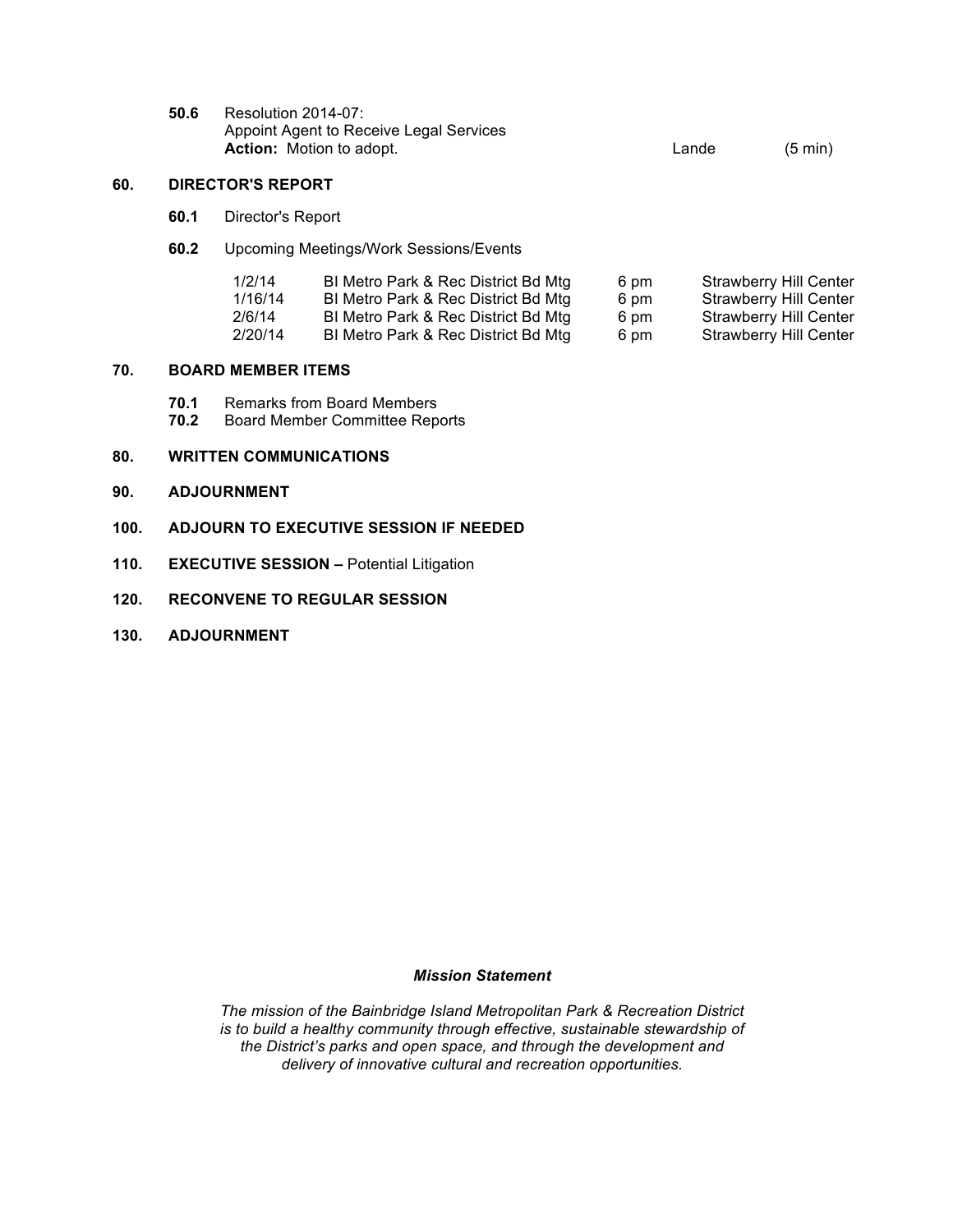**50.6** Resolution 2014-07:
Appoint Agent to Receive Legal Services
**Action:** Motion to adopt. Lande (5 min)

**60. DIRECTOR'S REPORT**

**60.1** Director's Report

**60.2** Upcoming Meetings/Work Sessions/Events

| | | | |
|---|---|---|---|
| 1/2/14 | BI Metro Park & Rec District Bd Mtg | 6 pm | Strawberry Hill Center |
| 1/16/14 | BI Metro Park & Rec District Bd Mtg | 6 pm | Strawberry Hill Center |
| 2/6/14 | BI Metro Park & Rec District Bd Mtg | 6 pm | Strawberry Hill Center |
| 2/20/14 | BI Metro Park & Rec District Bd Mtg | 6 pm | Strawberry Hill Center |

**70. BOARD MEMBER ITEMS**

**70.1** Remarks from Board Members
**70.2** Board Member Committee Reports

**80. WRITTEN COMMUNICATIONS**

**90. ADJOURNMENT**

**100. ADJOURN TO EXECUTIVE SESSION IF NEEDED**

**110. EXECUTIVE SESSION –** Potential Litigation

**120. RECONVENE TO REGULAR SESSION**

**130. ADJOURNMENT**

***Mission Statement***

*The mission of the Bainbridge Island Metropolitan Park & Recreation District is to build a healthy community through effective, sustainable stewardship of the District's parks and open space, and through the development and delivery of innovative cultural and recreation opportunities.*